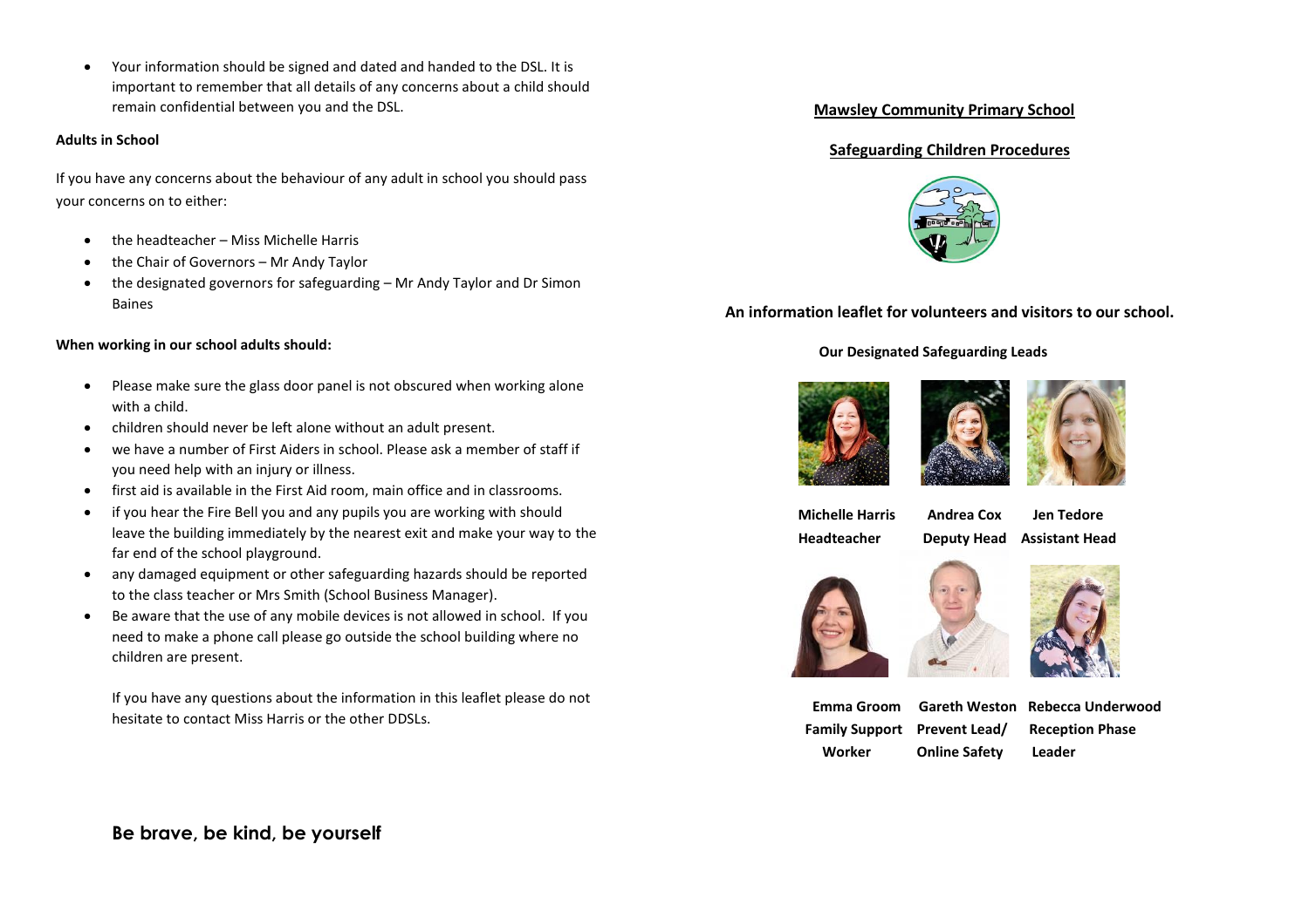- Your information should be signed and dated and handed to the DSL. It is important to remember that all details of any concerns about a child should remain confidential between you and the DSL.

**Adults in School**

If you have any concerns about the behaviour of any adult in school you should pass your concerns on to either:

- the headteacher – Miss Michelle Harris
- the Chair of Governors – Mr Andy Taylor
- the designated governors for safeguarding – Mr Andy Taylor and Dr Simon Baines

**When working in our school adults should:**

- Please make sure the glass door panel is not obscured when working alone with a child.
- children should never be left alone without an adult present.
- we have a number of First Aiders in school. Please ask a member of staff if you need help with an injury or illness.
- first aid is available in the First Aid room, main office and in classrooms.
- if you hear the Fire Bell you and any pupils you are working with should leave the building immediately by the nearest exit and make your way to the far end of the school playground.
- any damaged equipment or other safeguarding hazards should be reported to the class teacher or Mrs Smith (School Business Manager).
- Be aware that the use of any mobile devices is not allowed in school. If you need to make a phone call please go outside the school building where no children are present.

  If you have any questions about the information in this leaflet please do not hesitate to contact Miss Harris or the other DDSLs.

**Be brave, be kind, be yourself**

# Mawsley Community Primary School

## Safeguarding Children Procedures

**An information leaflet for volunteers and visitors to our school.**

**Our Designated Safeguarding Leads**

| | | |
|---|---|---|
| **Michelle Harris** Headteacher | **Andrea Cox** Deputy Head | **Jen Tedore** Assistant Head |
| **Emma Groom** Family Support Worker | **Gareth Weston** Prevent Lead/ Online Safety | **Rebecca Underwood** Reception Phase Leader |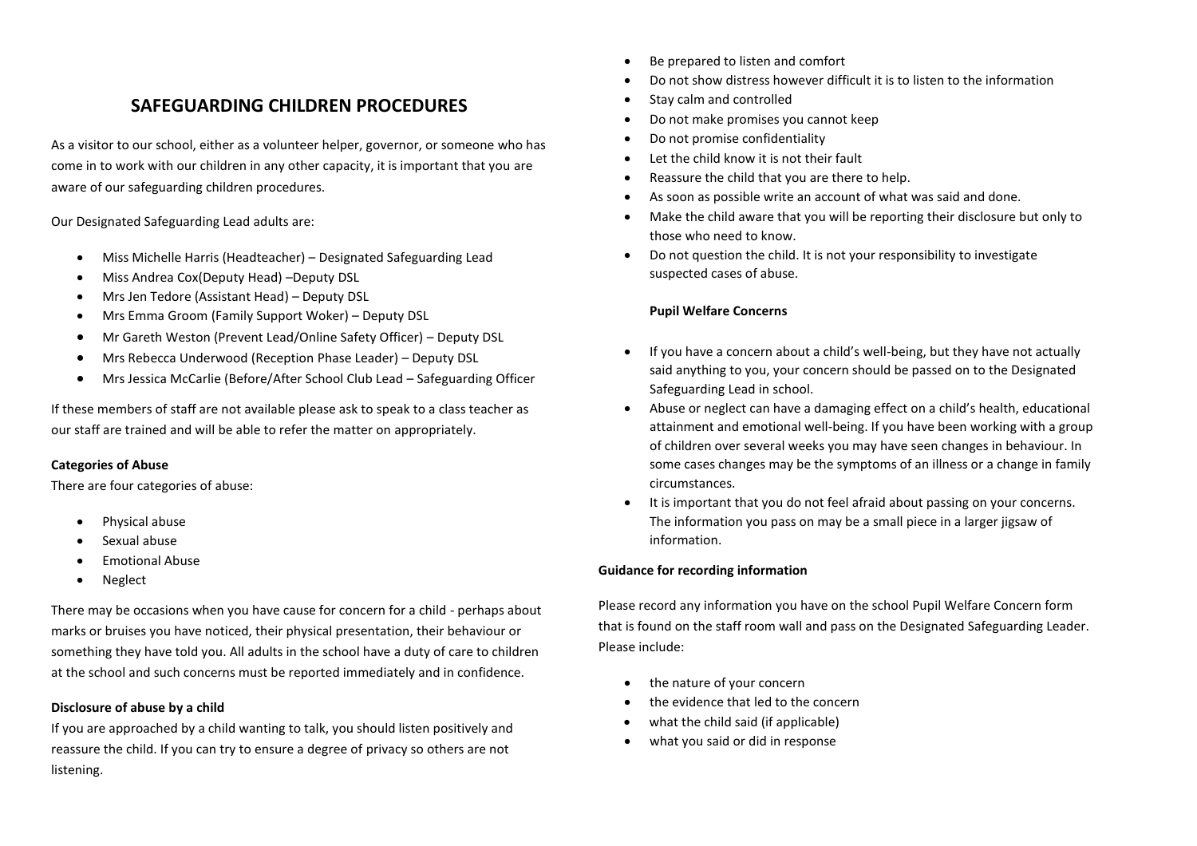# SAFEGUARDING CHILDREN PROCEDURES

As a visitor to our school, either as a volunteer helper, governor, or someone who has come in to work with our children in any other capacity, it is important that you are aware of our safeguarding children procedures.

Our Designated Safeguarding Lead adults are:

- Miss Michelle Harris (Headteacher) – Designated Safeguarding Lead
- Miss Andrea Cox(Deputy Head) –Deputy DSL
- Mrs Jen Tedore (Assistant Head) – Deputy DSL
- Mrs Emma Groom (Family Support Woker) – Deputy DSL
- Mr Gareth Weston (Prevent Lead/Online Safety Officer) – Deputy DSL
- Mrs Rebecca Underwood (Reception Phase Leader) – Deputy DSL
- Mrs Jessica McCarlie (Before/After School Club Lead – Safeguarding Officer

If these members of staff are not available please ask to speak to a class teacher as our staff are trained and will be able to refer the matter on appropriately.

**Categories of Abuse**

There are four categories of abuse:

- Physical abuse
- Sexual abuse
- Emotional Abuse
- Neglect

There may be occasions when you have cause for concern for a child - perhaps about marks or bruises you have noticed, their physical presentation, their behaviour or something they have told you. All adults in the school have a duty of care to children at the school and such concerns must be reported immediately and in confidence.

**Disclosure of abuse by a child**

If you are approached by a child wanting to talk, you should listen positively and reassure the child. If you can try to ensure a degree of privacy so others are not listening.

- Be prepared to listen and comfort
- Do not show distress however difficult it is to listen to the information
- Stay calm and controlled
- Do not make promises you cannot keep
- Do not promise confidentiality
- Let the child know it is not their fault
- Reassure the child that you are there to help.
- As soon as possible write an account of what was said and done.
- Make the child aware that you will be reporting their disclosure but only to those who need to know.
- Do not question the child. It is not your responsibility to investigate suspected cases of abuse.

**Pupil Welfare Concerns**

- If you have a concern about a child's well-being, but they have not actually said anything to you, your concern should be passed on to the Designated Safeguarding Lead in school.
- Abuse or neglect can have a damaging effect on a child's health, educational attainment and emotional well-being. If you have been working with a group of children over several weeks you may have seen changes in behaviour. In some cases changes may be the symptoms of an illness or a change in family circumstances.
- It is important that you do not feel afraid about passing on your concerns. The information you pass on may be a small piece in a larger jigsaw of information.

**Guidance for recording information**

Please record any information you have on the school Pupil Welfare Concern form that is found on the staff room wall and pass on the Designated Safeguarding Leader. Please include:

- the nature of your concern
- the evidence that led to the concern
- what the child said (if applicable)
- what you said or did in response